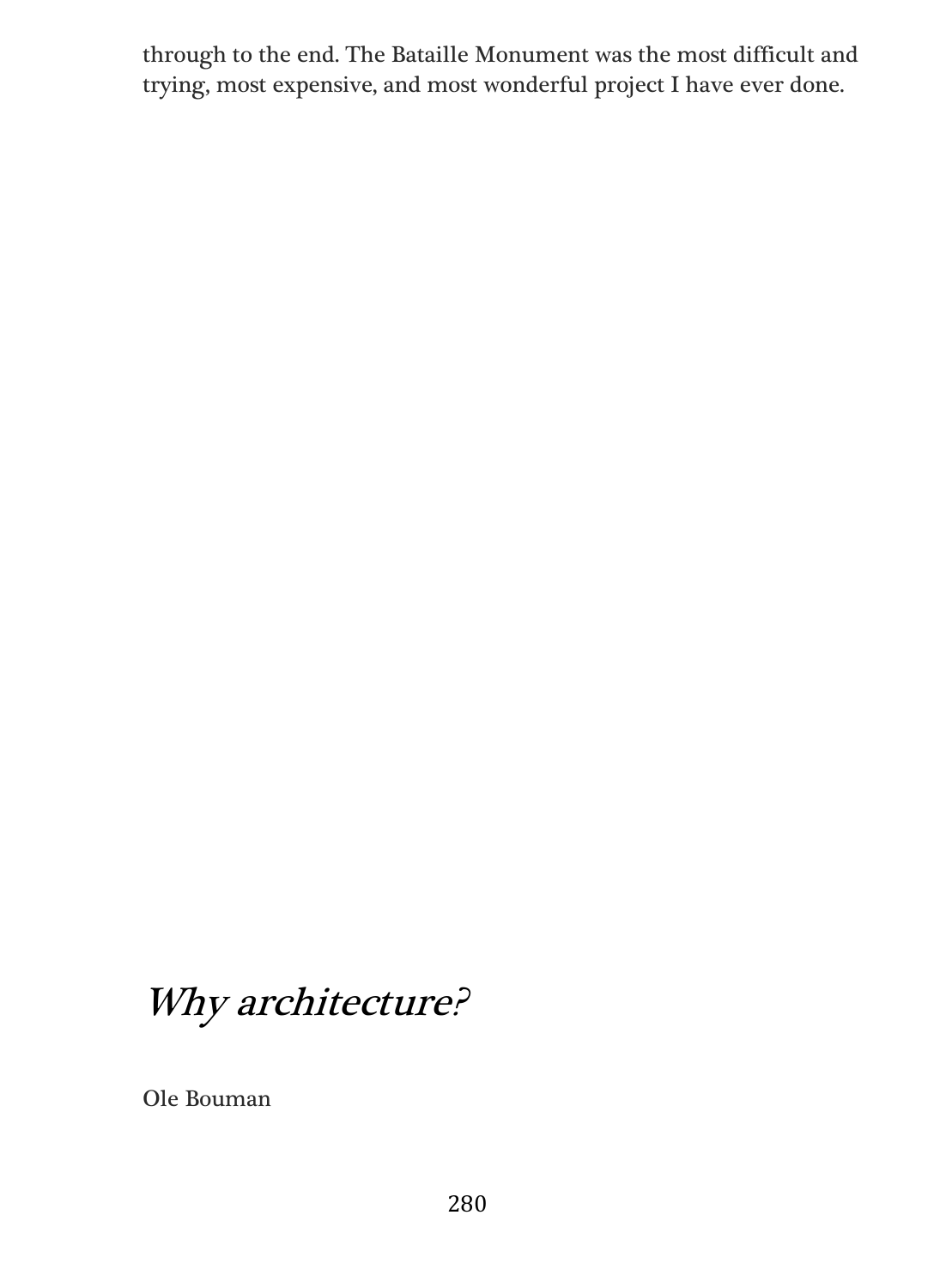through to the end. The Bataille Monument was the most difficult and trying, most expensive, and most wonderful project I have ever done.

# *Why architecture?*

Ole Bouman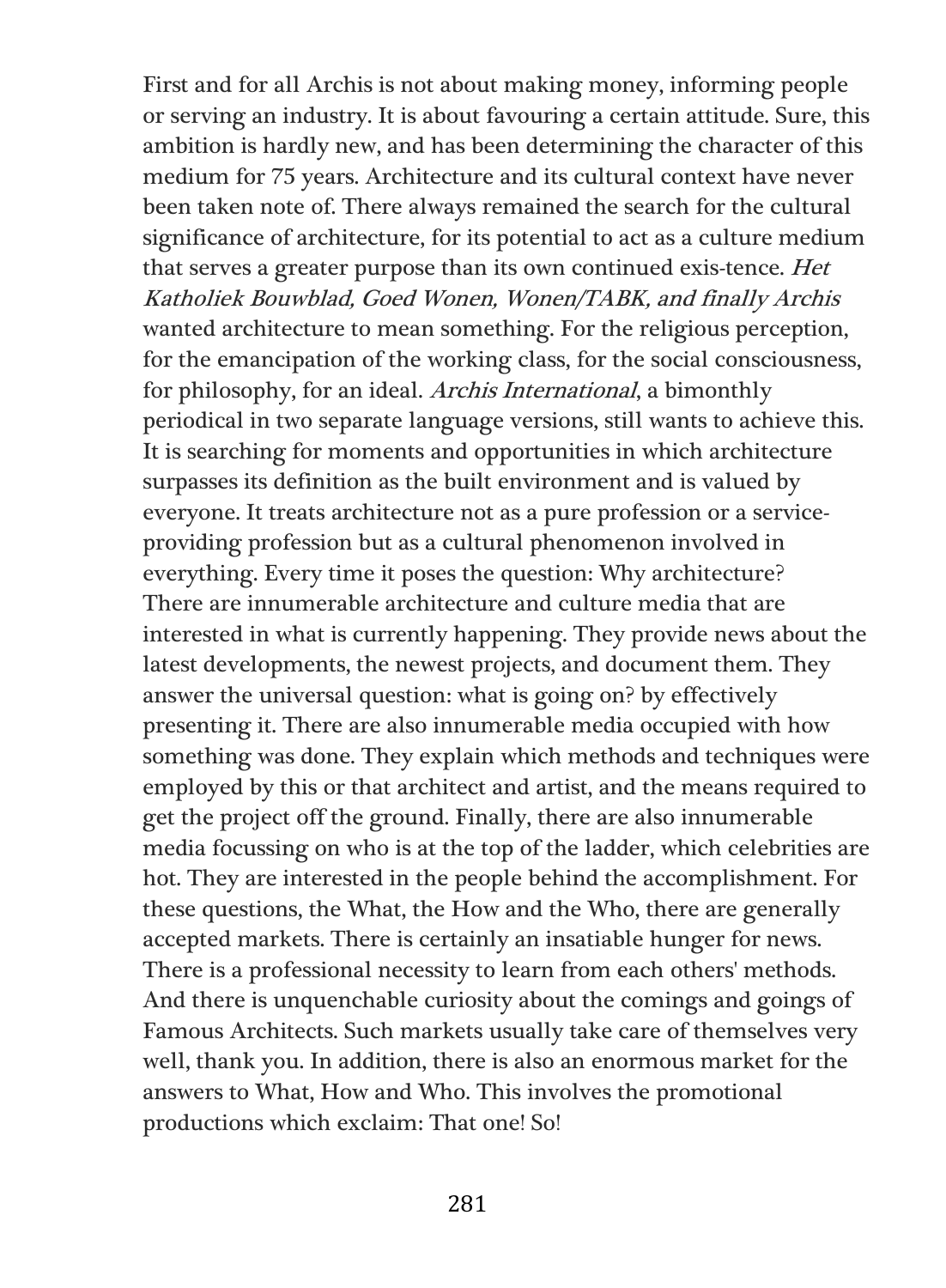First and for all Archis is not about making money, informing people or serving an industry. It is about favouring a certain attitude. Sure, this ambition is hardly new, and has been determining the character of this medium for 75 years. Architecture and its cultural context have never been taken note of. There always remained the search for the cultural significance of architecture, for its potential to act as a culture medium that serves a greater purpose than its own continued exis-tence. *Het Katholiek Bouwblad, Goed Wonen, Wonen/TABK, and finally Archis* wanted architecture to mean something. For the religious perception, for the emancipation of the working class, for the social consciousness, for philosophy, for an ideal. *Archis International*, a bimonthly periodical in two separate language versions, still wants to achieve this. It is searching for moments and opportunities in which architecture surpasses its definition as the built environment and is valued by everyone. It treats architecture not as a pure profession or a service-providing profession but as a cultural phenomenon involved in everything. Every time it poses the question: Why architecture? There are innumerable architecture and culture media that are interested in what is currently happening. They provide news about the latest developments, the newest projects, and document them. They answer the universal question: what is going on? by effectively presenting it. There are also innumerable media occupied with how something was done. They explain which methods and techniques were employed by this or that architect and artist, and the means required to get the project off the ground. Finally, there are also innumerable media focussing on who is at the top of the ladder, which celebrities are hot. They are interested in the people behind the accomplishment. For these questions, the What, the How and the Who, there are generally accepted markets. There is certainly an insatiable hunger for news. There is a professional necessity to learn from each others' methods. And there is unquenchable curiosity about the comings and goings of Famous Architects. Such markets usually take care of themselves very well, thank you. In addition, there is also an enormous market for the answers to What, How and Who. This involves the promotional productions which exclaim: That one! So!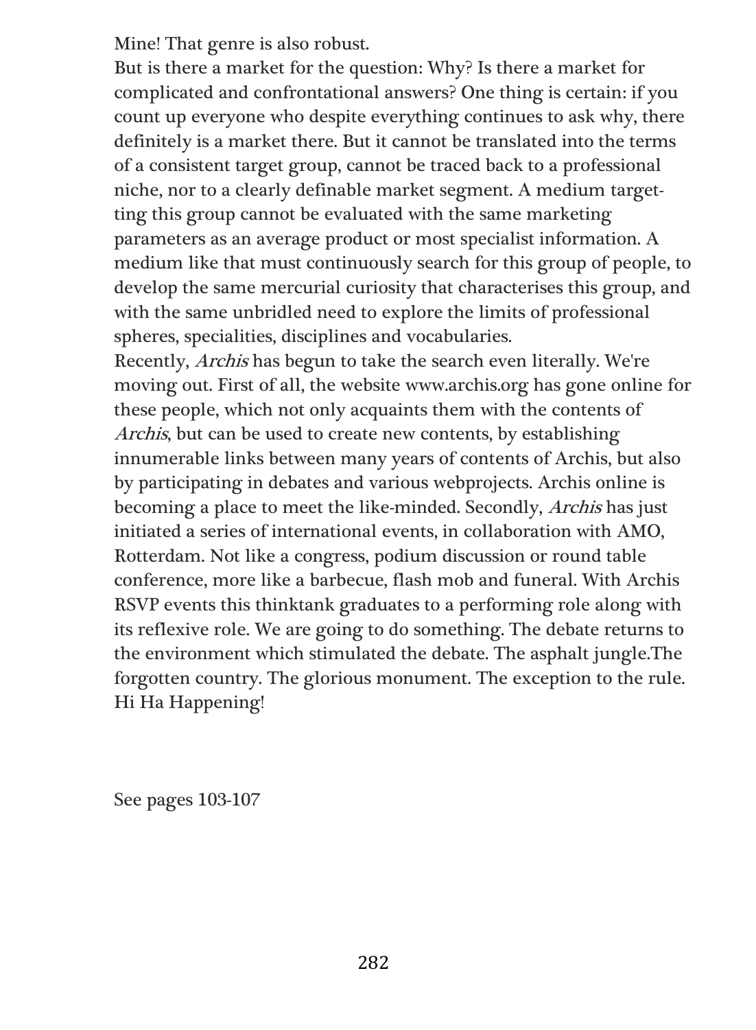Mine! That genre is also robust.

But is there a market for the question: Why? Is there a market for complicated and confrontational answers? One thing is certain: if you count up everyone who despite everything continues to ask why, there definitely is a market there. But it cannot be translated into the terms of a consistent target group, cannot be traced back to a professional niche, nor to a clearly definable market segment. A medium targetting this group cannot be evaluated with the same marketing parameters as an average product or most specialist information. A medium like that must continuously search for this group of people, to develop the same mercurial curiosity that characterises this group, and with the same unbridled need to explore the limits of professional spheres, specialities, disciplines and vocabularies.

Recently, *Archis* has begun to take the search even literally. We're moving out. First of all, the website www.archis.org has gone online for these people, which not only acquaints them with the contents of *Archis*, but can be used to create new contents, by establishing innumerable links between many years of contents of Archis, but also by participating in debates and various webprojects. Archis online is becoming a place to meet the like-minded. Secondly, *Archis* has just initiated a series of international events, in collaboration with AMO, Rotterdam. Not like a congress, podium discussion or round table conference, more like a barbecue, flash mob and funeral. With Archis RSVP events this thinktank graduates to a performing role along with its reflexive role. We are going to do something. The debate returns to the environment which stimulated the debate. The asphalt jungle.The forgotten country. The glorious monument. The exception to the rule. Hi Ha Happening!

See pages 103-107